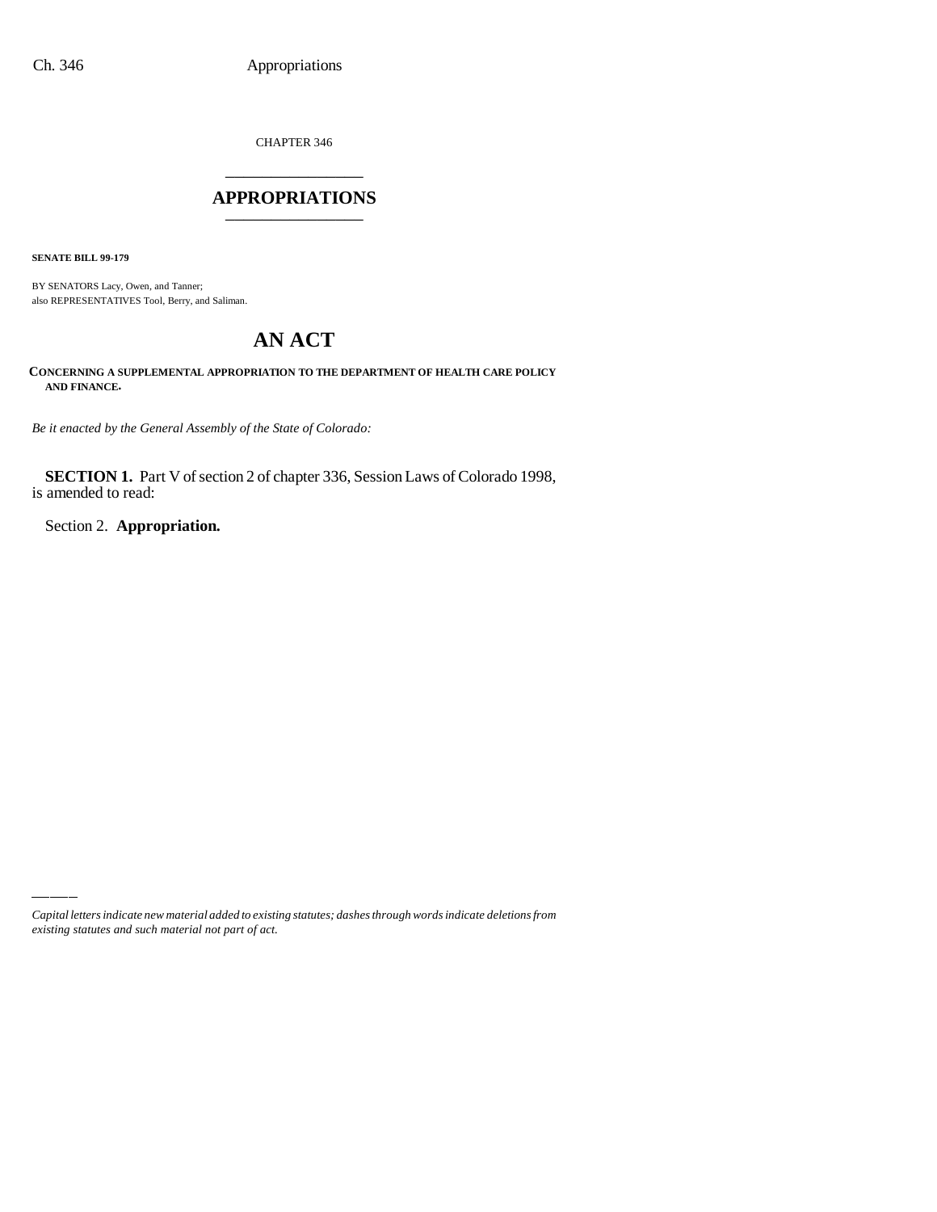CHAPTER 346

# APPROPRIATIONS

**SENATE BILL 99-179**

BY SENATORS Lacy, Owen, and Tanner;
also REPRESENTATIVES Tool, Berry, and Saliman.

## AN ACT

**CONCERNING A SUPPLEMENTAL APPROPRIATION TO THE DEPARTMENT OF HEALTH CARE POLICY AND FINANCE.**

*Be it enacted by the General Assembly of the State of Colorado:*

**SECTION 1.** Part V of section 2 of chapter 336, Session Laws of Colorado 1998, is amended to read:

Section 2. **Appropriation.**

*Capital letters indicate new material added to existing statutes; dashes through words indicate deletions from existing statutes and such material not part of act.*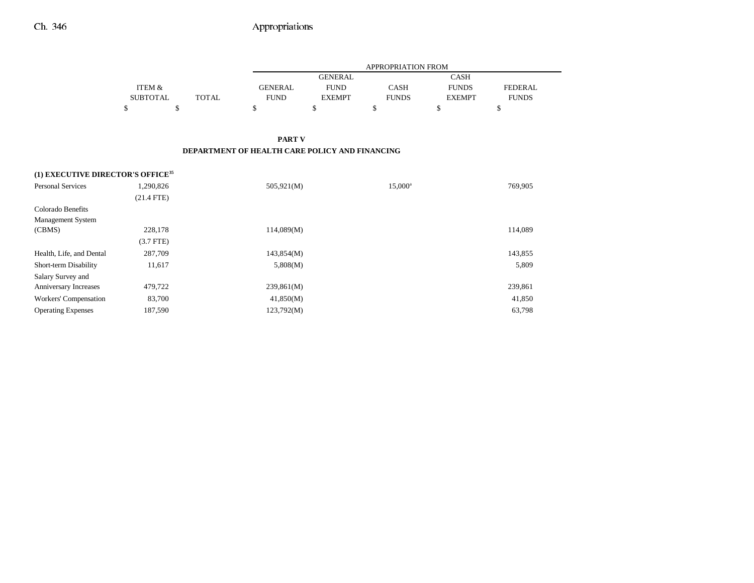| | ITEM & SUBTOTAL | TOTAL | APPROPRIATION FROM GENERAL FUND | GENERAL FUND EXEMPT | CASH FUNDS | CASH FUNDS EXEMPT | FEDERAL FUNDS |
|---|---|---|---|---|---|---|---|
| | $ | $ | $ | $ | $ | $ | $ |

**PART V**

**DEPARTMENT OF HEALTH CARE POLICY AND FINANCING**

**(1) EXECUTIVE DIRECTOR'S OFFICE[35]**

| | ITEM & SUBTOTAL | TOTAL | GENERAL FUND | GENERAL FUND EXEMPT | CASH FUNDS | CASH FUNDS EXEMPT | FEDERAL FUNDS |
|---|---|---|---|---|---|---|---|
| Personal Services | 1,290,826 | | 505,921(M) | | 15,000[a] | | 769,905 |
| | (21.4 FTE) | | | | | | |
| Colorado Benefits Management System (CBMS) | 228,178 | | 114,089(M) | | | | 114,089 |
| | (3.7 FTE) | | | | | | |
| Health, Life, and Dental | 287,709 | | 143,854(M) | | | | 143,855 |
| Short-term Disability | 11,617 | | 5,808(M) | | | | 5,809 |
| Salary Survey and Anniversary Increases | 479,722 | | 239,861(M) | | | | 239,861 |
| Workers' Compensation | 83,700 | | 41,850(M) | | | | 41,850 |
| Operating Expenses | 187,590 | | 123,792(M) | | | | 63,798 |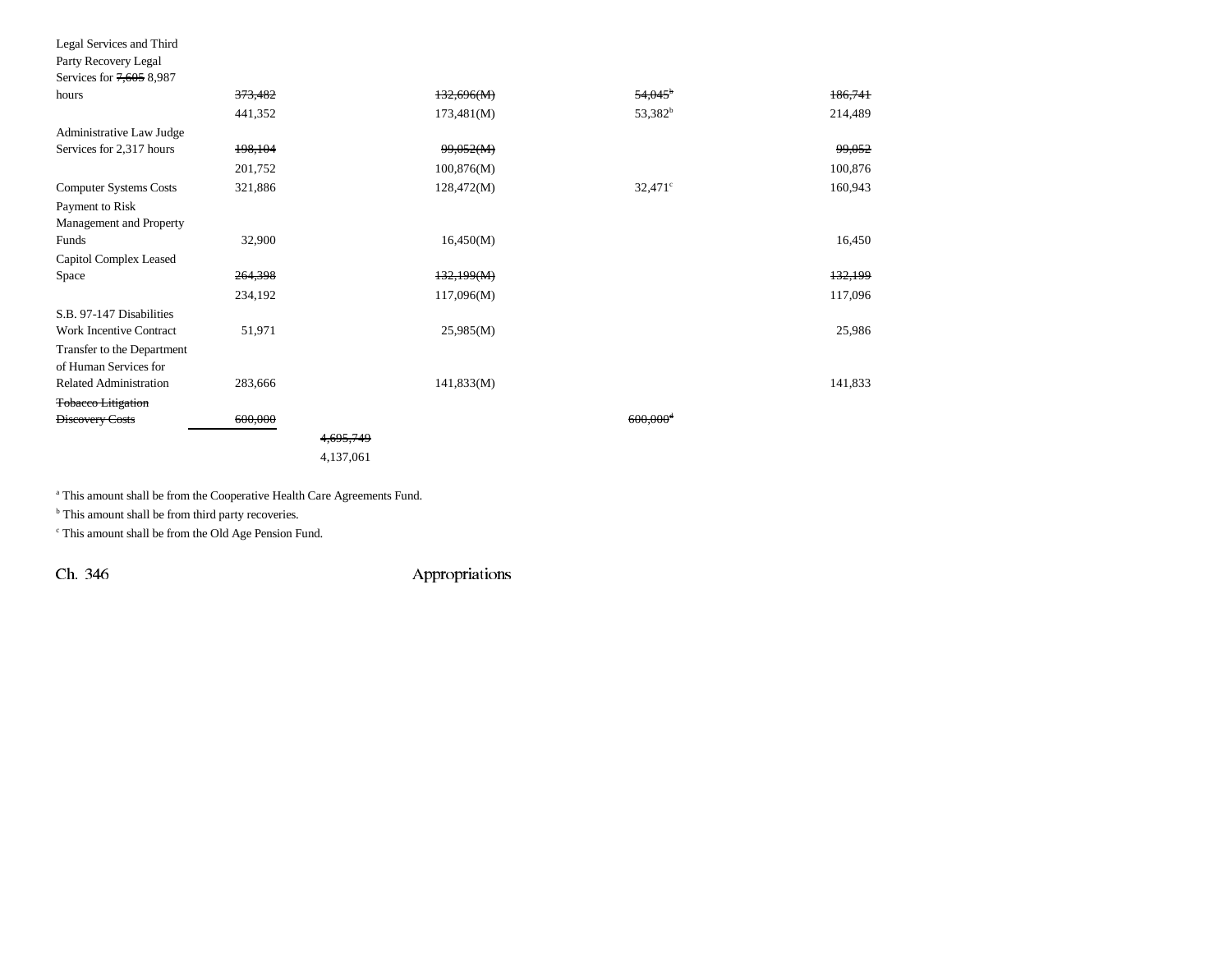| | | | | |
|---|---|---|---|---|
| Legal Services and Third Party Recovery Legal Services for ~~7,605~~ 8,987 hours | ~~373,482~~ | ~~132,696(M)~~ | ~~54,045~~[b] | ~~186,741~~ |
| | 441,352 | 173,481(M) | 53,382[b] | 214,489 |
| Administrative Law Judge Services for 2,317 hours | ~~198,104~~ | ~~99,052(M)~~ | | ~~99,052~~ |
| | 201,752 | 100,876(M) | | 100,876 |
| Computer Systems Costs | 321,886 | 128,472(M) | 32,471[c] | 160,943 |
| Payment to Risk Management and Property Funds | 32,900 | 16,450(M) | | 16,450 |
| Capitol Complex Leased Space | ~~264,398~~ | ~~132,199(M)~~ | | ~~132,199~~ |
| | 234,192 | 117,096(M) | | 117,096 |
| S.B. 97-147 Disabilities Work Incentive Contract | 51,971 | 25,985(M) | | 25,986 |
| Transfer to the Department of Human Services for Related Administration | 283,666 | 141,833(M) | | 141,833 |
| ~~Tobacco Litigation Discovery Costs~~ | ~~600,000~~ | | ~~600,000~~[d] | |
| | ~~4,695,749~~ | | | |
| | 4,137,061 | | | |

[a] This amount shall be from the Cooperative Health Care Agreements Fund.

[b] This amount shall be from third party recoveries.

[c] This amount shall be from the Old Age Pension Fund.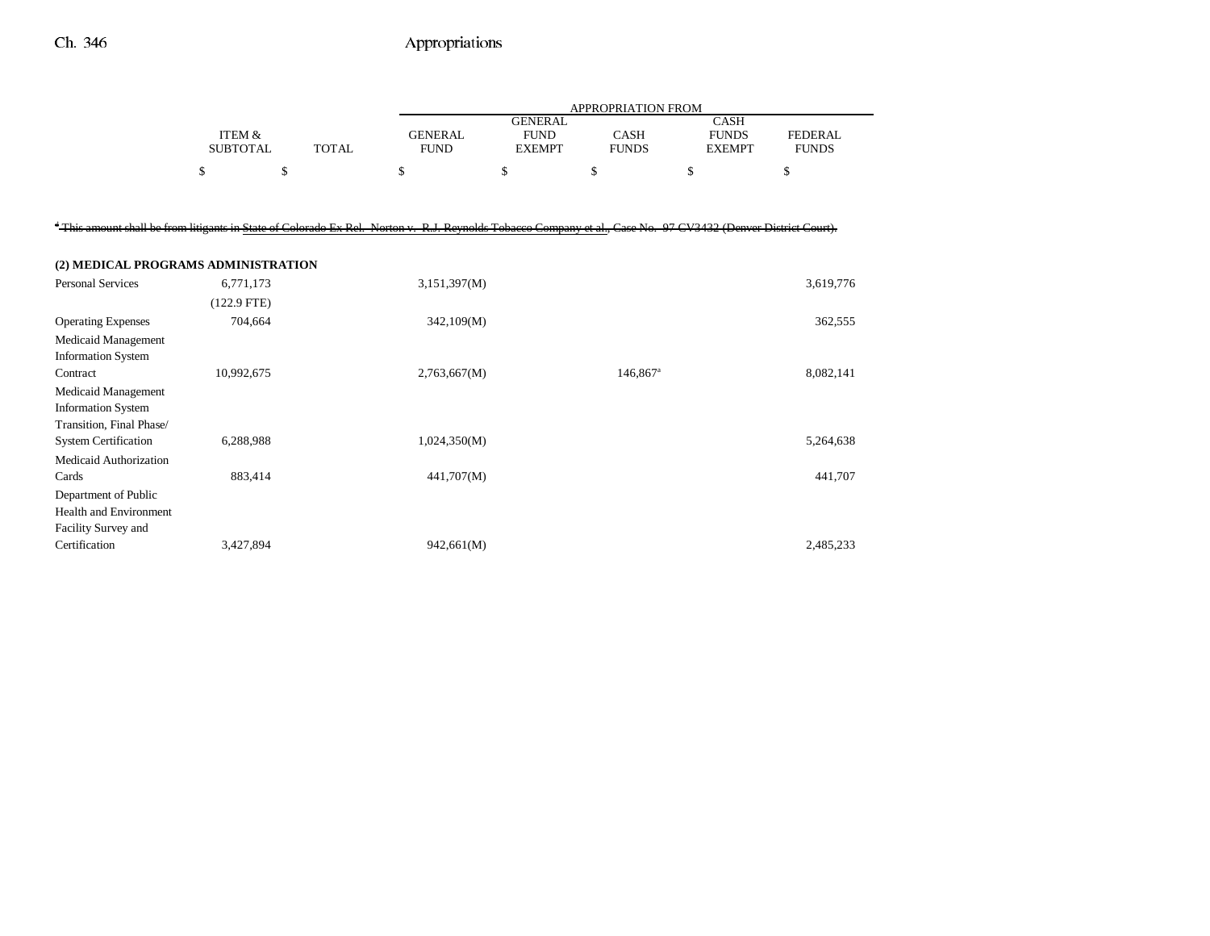| | ITEM & SUBTOTAL | TOTAL | GENERAL FUND | GENERAL FUND EXEMPT | CASH FUNDS | CASH FUNDS EXEMPT | FEDERAL FUNDS |
|---|---|---|---|---|---|---|---|
| | | | APPROPRIATION FROM | | | | |
| | $ | $ | $ | $ | $ | $ | $ |

~~[a] This amount shall be from litigants in State of Colorado Ex Rel. Norton v. R.J. Reynolds Tobacco Company et al., Case No. 97 CV3432 (Denver District Court).~~

**(2) MEDICAL PROGRAMS ADMINISTRATION**

| | ITEM & SUBTOTAL | TOTAL | GENERAL FUND | GENERAL FUND EXEMPT | CASH FUNDS | CASH FUNDS EXEMPT | FEDERAL FUNDS |
|---|---|---|---|---|---|---|---|
| Personal Services | 6,771,173 | | 3,151,397(M) | | | | 3,619,776 |
| | (122.9 FTE) | | | | | | |
| Operating Expenses | 704,664 | | 342,109(M) | | | | 362,555 |
| Medicaid Management Information System Contract | 10,992,675 | | 2,763,667(M) | | 146,867[a] | | 8,082,141 |
| Medicaid Management Information System Transition, Final Phase/ System Certification | 6,288,988 | | 1,024,350(M) | | | | 5,264,638 |
| Medicaid Authorization Cards | 883,414 | | 441,707(M) | | | | 441,707 |
| Department of Public Health and Environment Facility Survey and Certification | 3,427,894 | | 942,661(M) | | | | 2,485,233 |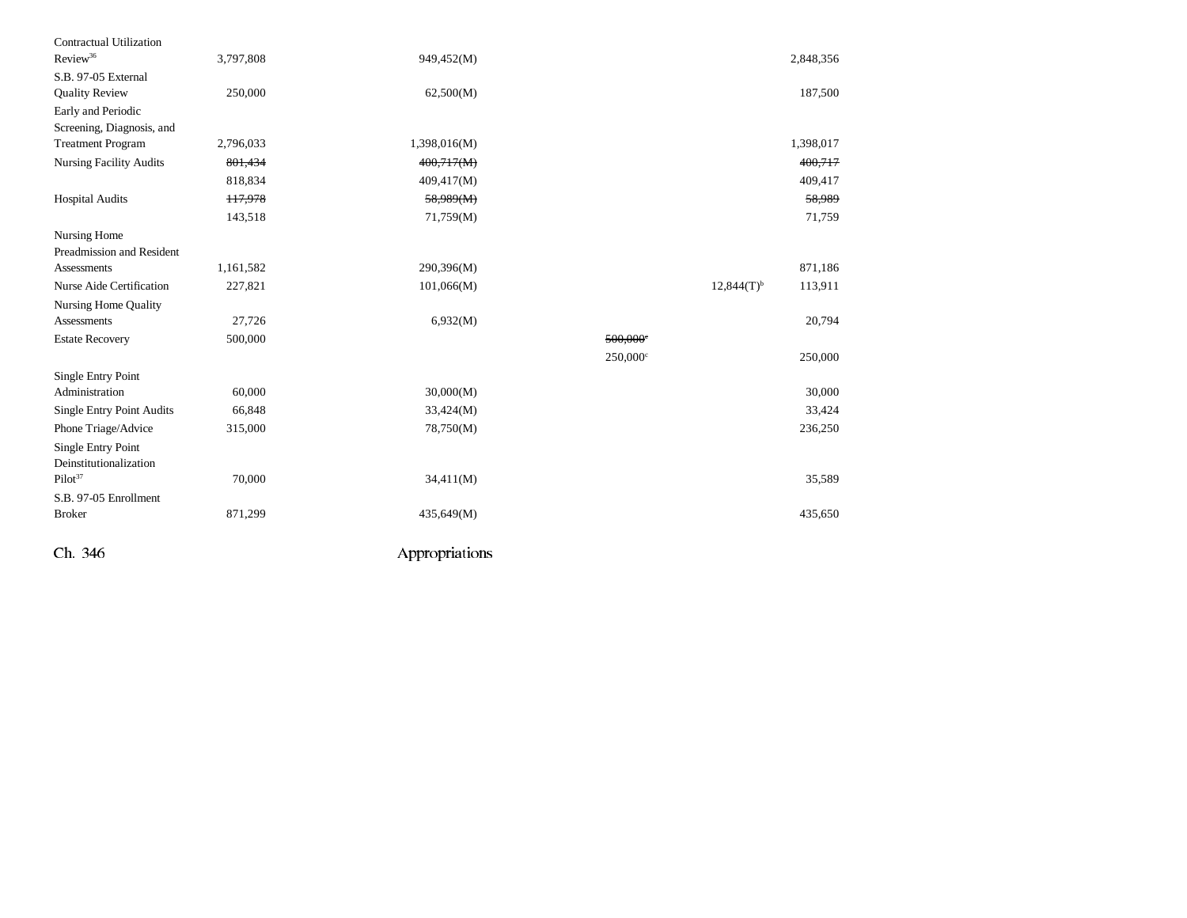| | | | | | |
|---|---|---|---|---|---|
| Contractual Utilization Review[36] | 3,797,808 | 949,452(M) | | | 2,848,356 |
| S.B. 97-05 External Quality Review | 250,000 | 62,500(M) | | | 187,500 |
| Early and Periodic Screening, Diagnosis, and Treatment Program | 2,796,033 | 1,398,016(M) | | | 1,398,017 |
| Nursing Facility Audits | ~~801,434~~ | ~~400,717(M)~~ | | | ~~400,717~~ |
| | 818,834 | 409,417(M) | | | 409,417 |
| Hospital Audits | ~~117,978~~ | ~~58,989(M)~~ | | | ~~58,989~~ |
| | 143,518 | 71,759(M) | | | 71,759 |
| Nursing Home Preadmission and Resident Assessments | 1,161,582 | 290,396(M) | | | 871,186 |
| Nurse Aide Certification | 227,821 | 101,066(M) | | 12,844(T)[b] | 113,911 |
| Nursing Home Quality Assessments | 27,726 | 6,932(M) | | | 20,794 |
| Estate Recovery | 500,000 | | ~~500,000[c]~~ | | |
| | | | 250,000[c] | | 250,000 |
| Single Entry Point Administration | 60,000 | 30,000(M) | | | 30,000 |
| Single Entry Point Audits | 66,848 | 33,424(M) | | | 33,424 |
| Phone Triage/Advice | 315,000 | 78,750(M) | | | 236,250 |
| Single Entry Point Deinstitutionalization Pilot[37] | 70,000 | 34,411(M) | | | 35,589 |
| S.B. 97-05 Enrollment Broker | 871,299 | 435,649(M) | | | 435,650 |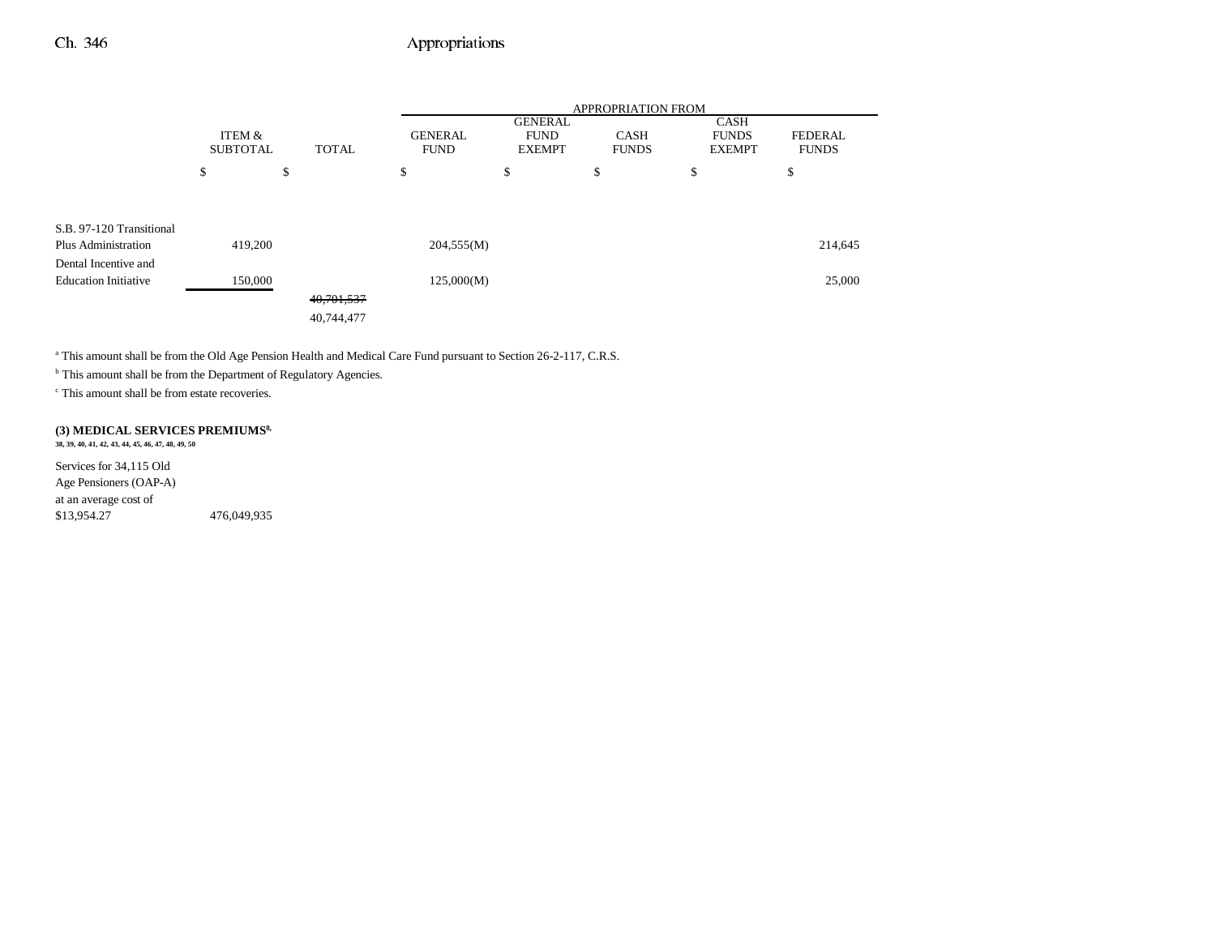| | ITEM & SUBTOTAL | TOTAL | GENERAL FUND | GENERAL FUND EXEMPT | CASH FUNDS | CASH FUNDS EXEMPT | FEDERAL FUNDS |
|---|---|---|---|---|---|---|---|
| | $ | $ | $ | $ | $ | $ | $ |
| S.B. 97-120 Transitional Plus Administration | 419,200 | | 204,555(M) | | | | 214,645 |
| Dental Incentive and Education Initiative | 150,000 | | 125,000(M) | | | | 25,000 |
| | | ~~40,701,537~~ 40,744,477 | | | | | |

[a] This amount shall be from the Old Age Pension Health and Medical Care Fund pursuant to Section 26-2-117, C.R.S.

[b] This amount shall be from the Department of Regulatory Agencies.

[c] This amount shall be from estate recoveries.

**(3) MEDICAL SERVICES PREMIUMS**[8, 38, 39, 40, 41, 42, 43, 44, 45, 46, 47, 48, 49, 50]

| | ITEM & SUBTOTAL |
|---|---|
| Services for 34,115 Old Age Pensioners (OAP-A) at an average cost of $13,954.27 | 476,049,935 |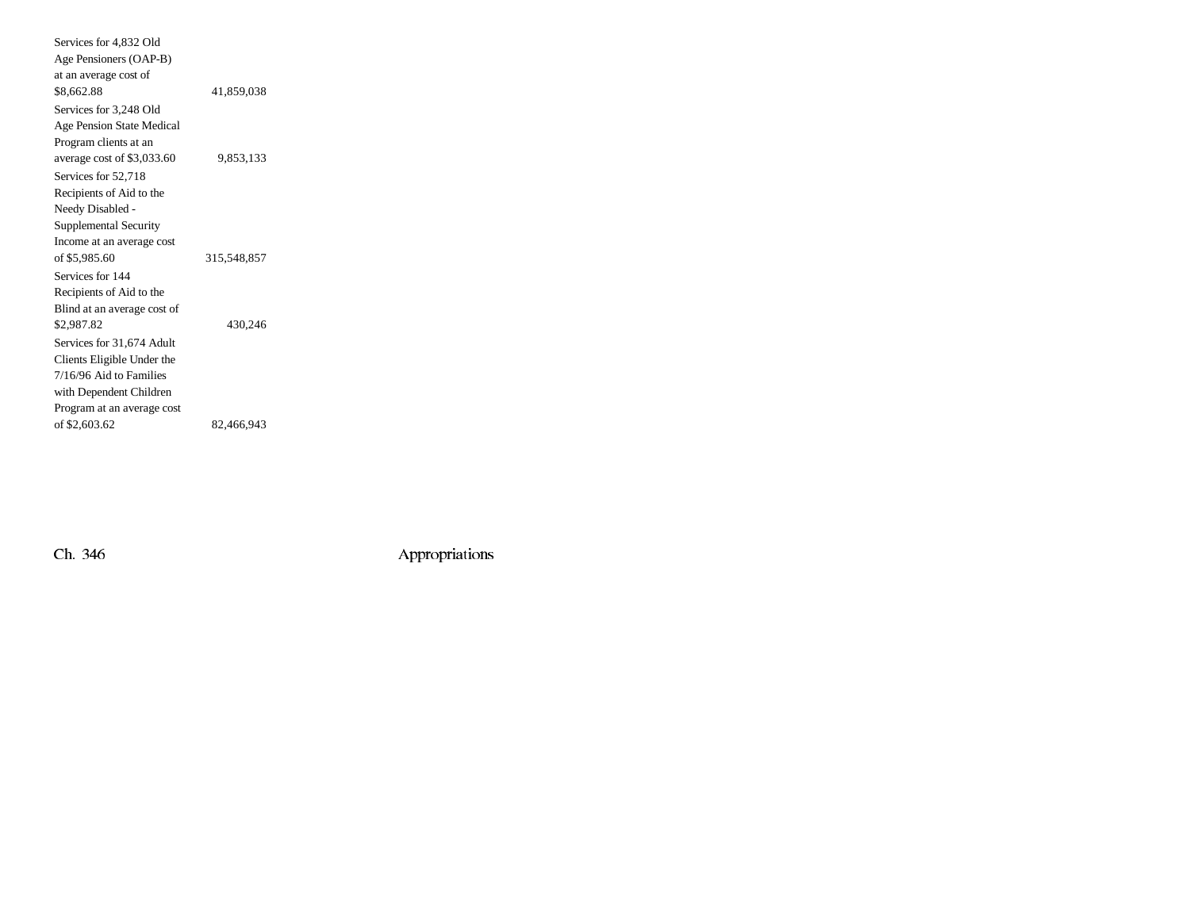| | |
|---|---|
| Services for 4,832 Old Age Pensioners (OAP-B) at an average cost of $8,662.88 | 41,859,038 |
| Services for 3,248 Old Age Pension State Medical Program clients at an average cost of $3,033.60 | 9,853,133 |
| Services for 52,718 Recipients of Aid to the Needy Disabled - Supplemental Security Income at an average cost of $5,985.60 | 315,548,857 |
| Services for 144 Recipients of Aid to the Blind at an average cost of $2,987.82 | 430,246 |
| Services for 31,674 Adult Clients Eligible Under the 7/16/96 Aid to Families with Dependent Children Program at an average cost of $2,603.62 | 82,466,943 |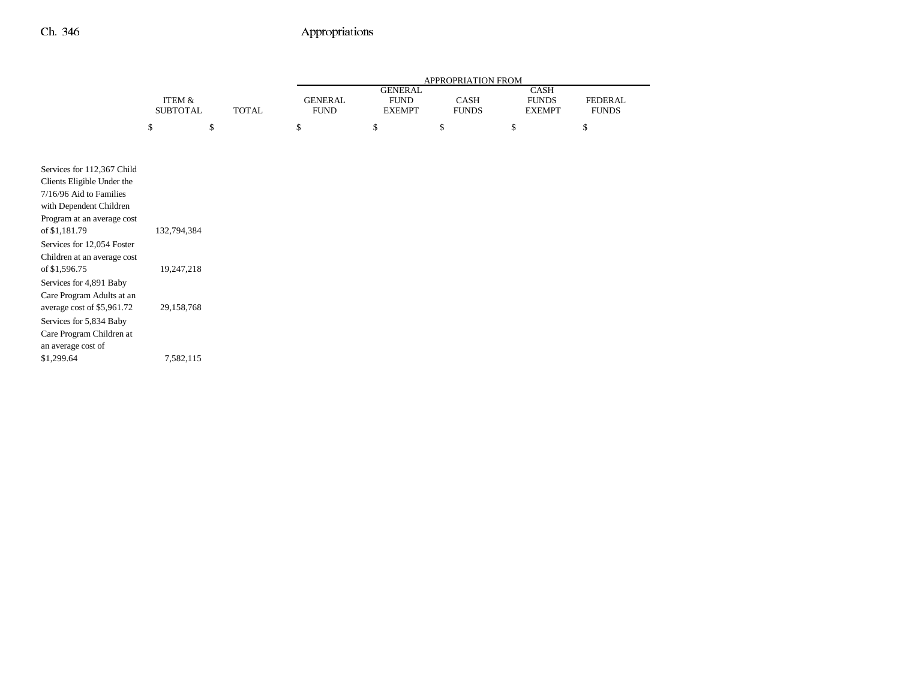| | ITEM & SUBTOTAL | TOTAL | APPROPRIATION FROM | | | | |
|---|---|---|---|---|---|---|---|
| | | | GENERAL FUND | GENERAL FUND EXEMPT | CASH FUNDS | CASH FUNDS EXEMPT | FEDERAL FUNDS |
| | $ | $ | $ | $ | $ | $ | $ |
| Services for 112,367 Child Clients Eligible Under the 7/16/96 Aid to Families with Dependent Children Program at an average cost of $1,181.79 | 132,794,384 | | | | | | |
| Services for 12,054 Foster Children at an average cost of $1,596.75 | 19,247,218 | | | | | | |
| Services for 4,891 Baby Care Program Adults at an average cost of $5,961.72 | 29,158,768 | | | | | | |
| Services for 5,834 Baby Care Program Children at an average cost of $1,299.64 | 7,582,115 | | | | | | |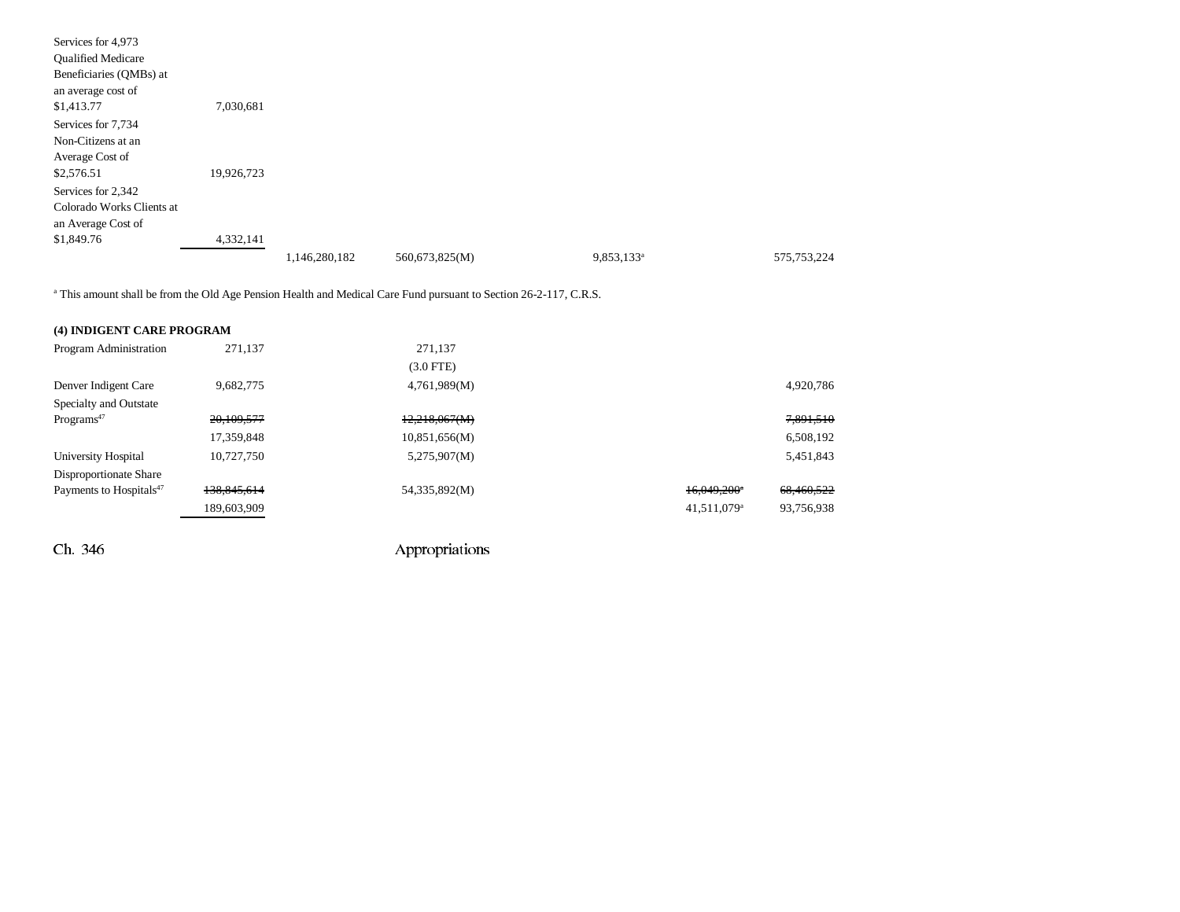| | | | | | | | |
|---|---|---|---|---|---|---|---|
| Services for 4,973 Qualified Medicare Beneficiaries (QMBs) at an average cost of $1,413.77 | 7,030,681 | | | | | | |
| Services for 7,734 Non-Citizens at an Average Cost of $2,576.51 | 19,926,723 | | | | | | |
| Services for 2,342 Colorado Works Clients at an Average Cost of $1,849.76 | 4,332,141 | | | | | | |
| | | 1,146,280,182 | 560,673,825(M) | 9,853,133[a] | | | 575,753,224 |

[a] This amount shall be from the Old Age Pension Health and Medical Care Fund pursuant to Section 26-2-117, C.R.S.

**(4) INDIGENT CARE PROGRAM**

| | | | | | | | |
|---|---|---|---|---|---|---|---|
| Program Administration | 271,137 | | 271,137 (3.0 FTE) | | | | |
| Denver Indigent Care | 9,682,775 | | 4,761,989(M) | | | | 4,920,786 |
| Specialty and Outstate Programs[47] | ~~20,109,577~~ 17,359,848 | | ~~12,218,067(M)~~ 10,851,656(M) | | | | ~~7,891,510~~ 6,508,192 |
| University Hospital | 10,727,750 | | 5,275,907(M) | | | | 5,451,843 |
| Disproportionate Share Payments to Hospitals[47] | ~~138,845,614~~ 189,603,909 | | 54,335,892(M) | | | ~~16,049,200~~[a] 41,511,079[a] | ~~68,460,522~~ 93,756,938 |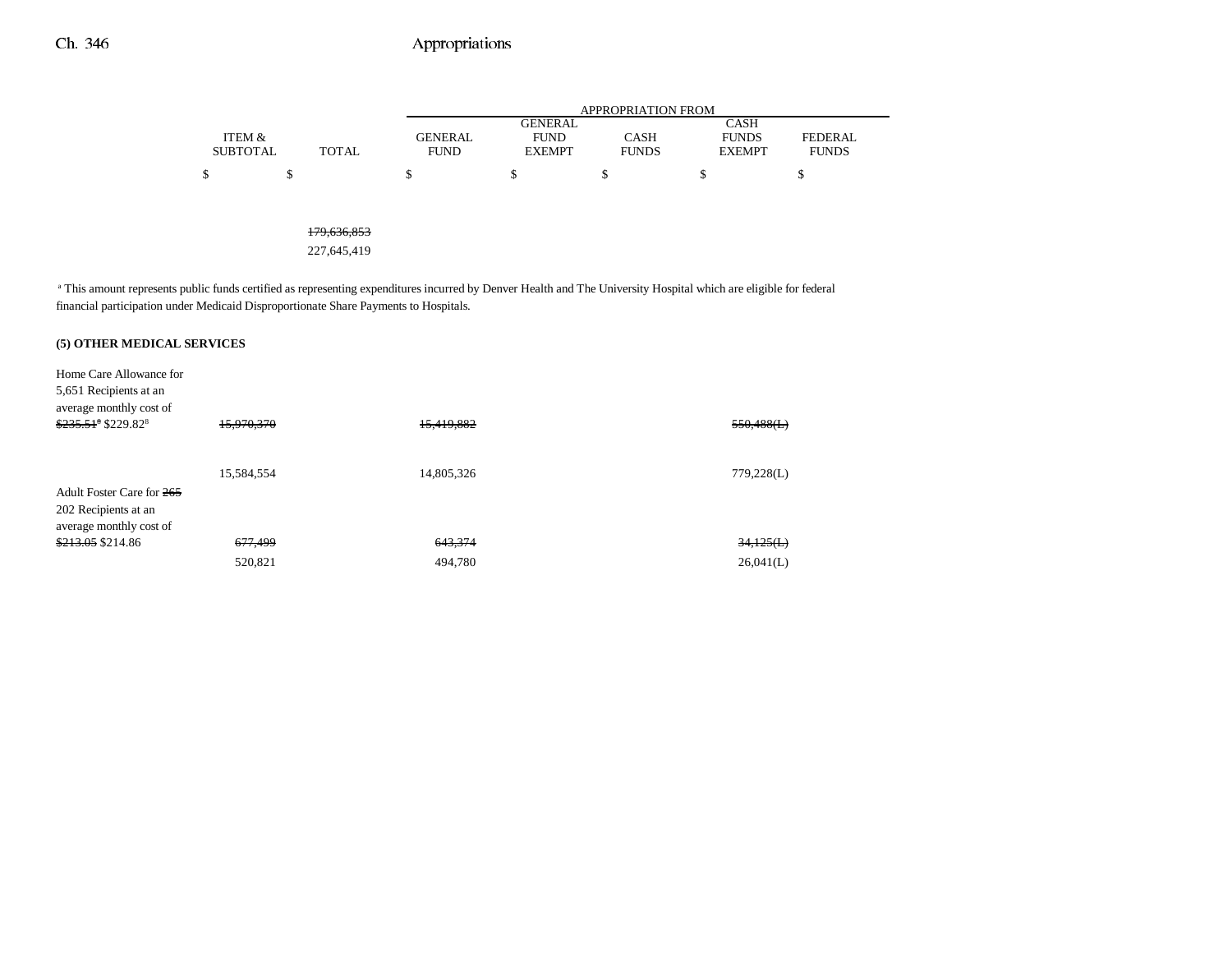| | ITEM & SUBTOTAL | TOTAL | APPROPRIATION FROM GENERAL FUND | GENERAL FUND EXEMPT | CASH FUNDS | CASH FUNDS EXEMPT | FEDERAL FUNDS |
|---|---|---|---|---|---|---|---|
| | $ | $ | $ | $ | $ | $ | $ |
| | | ~~179,636,853~~ | | | | | |
| | | 227,645,419 | | | | | |

[a] This amount represents public funds certified as representing expenditures incurred by Denver Health and The University Hospital which are eligible for federal financial participation under Medicaid Disproportionate Share Payments to Hospitals.

**(5) OTHER MEDICAL SERVICES**

| | ITEM & SUBTOTAL | TOTAL | GENERAL FUND | GENERAL FUND EXEMPT | CASH FUNDS | CASH FUNDS EXEMPT | FEDERAL FUNDS |
|---|---|---|---|---|---|---|---|
| Home Care Allowance for 5,651 Recipients at an average monthly cost of ~~$235.51[a]~~ $229.82[8] | ~~15,970,370~~ | | ~~15,419,882~~ | | | ~~550,488(L)~~ | |
| | 15,584,554 | | 14,805,326 | | | 779,228(L) | |
| Adult Foster Care for ~~265~~ 202 Recipients at an average monthly cost of ~~$213.05~~ $214.86 | ~~677,499~~ | | ~~643,374~~ | | | ~~34,125(L)~~ | |
| | 520,821 | | 494,780 | | | 26,041(L) | |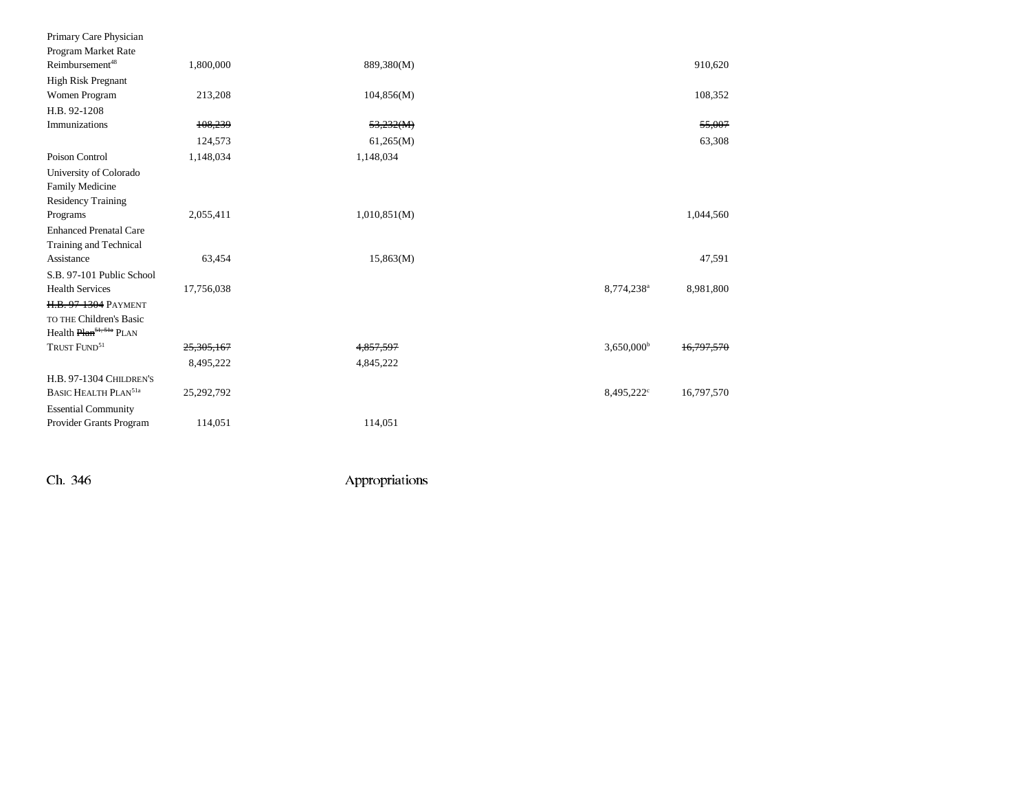| | | | | | |
|---|---|---|---|---|---|
| Primary Care Physician Program Market Rate Reimbursement[48] | 1,800,000 | 889,380(M) | | | 910,620 |
| High Risk Pregnant Women Program | 213,208 | 104,856(M) | | | 108,352 |
| H.B. 92-1208 Immunizations | ~~108,239~~ | ~~53,232(M)~~ | | | ~~55,007~~ |
| | 124,573 | 61,265(M) | | | 63,308 |
| Poison Control | 1,148,034 | 1,148,034 | | | |
| University of Colorado Family Medicine Residency Training Programs | 2,055,411 | 1,010,851(M) | | | 1,044,560 |
| Enhanced Prenatal Care Training and Technical Assistance | 63,454 | 15,863(M) | | | 47,591 |
| S.B. 97-101 Public School Health Services | 17,756,038 | | | 8,774,238[a] | 8,981,800 |
| ~~H.B. 97-1304~~ PAYMENT TO THE Children's Basic Health ~~Plan~~[51, 51a] PLAN TRUST FUND[51] | ~~25,305,167~~ | ~~4,857,597~~ | | 3,650,000[b] | ~~16,797,570~~ |
| | 8,495,222 | 4,845,222 | | | |
| H.B. 97-1304 CHILDREN'S BASIC HEALTH PLAN[51a] | 25,292,792 | | | 8,495,222[c] | 16,797,570 |
| Essential Community Provider Grants Program | 114,051 | 114,051 | | | |

Ch. 346 Appropriations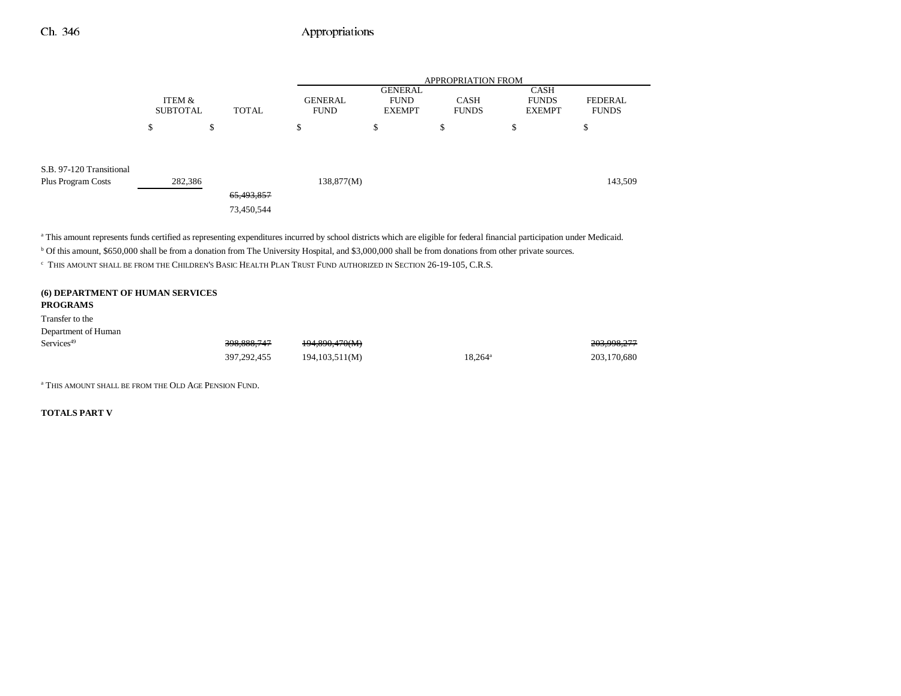| | ITEM & SUBTOTAL | TOTAL | APPROPRIATION FROM GENERAL FUND | GENERAL FUND EXEMPT | CASH FUNDS | CASH FUNDS EXEMPT | FEDERAL FUNDS |
|---|---|---|---|---|---|---|---|
| | $ | $ | $ | $ | $ | $ | $ |
| S.B. 97-120 Transitional Plus Program Costs | 282,386 | | 138,877(M) | | | | 143,509 |
| | | ~~65,493,857~~ | | | | | |
| | | 73,450,544 | | | | | |

[a] This amount represents funds certified as representing expenditures incurred by school districts which are eligible for federal financial participation under Medicaid.

[b] Of this amount, $650,000 shall be from a donation from The University Hospital, and $3,000,000 shall be from donations from other private sources.

[c] THIS AMOUNT SHALL BE FROM THE CHILDREN'S BASIC HEALTH PLAN TRUST FUND AUTHORIZED IN SECTION 26-19-105, C.R.S.

**(6) DEPARTMENT OF HUMAN SERVICES PROGRAMS**

| | ITEM & SUBTOTAL | TOTAL | GENERAL FUND | GENERAL FUND EXEMPT | CASH FUNDS | CASH FUNDS EXEMPT | FEDERAL FUNDS |
|---|---|---|---|---|---|---|---|
| Transfer to the Department of Human Services[49] | | ~~398,888,747~~ | ~~194,890,470(M)~~ | | | | ~~203,998,277~~ |
| | | 397,292,455 | 194,103,511(M) | | 18,264[a] | | 203,170,680 |

[a] THIS AMOUNT SHALL BE FROM THE OLD AGE PENSION FUND.

**TOTALS PART V**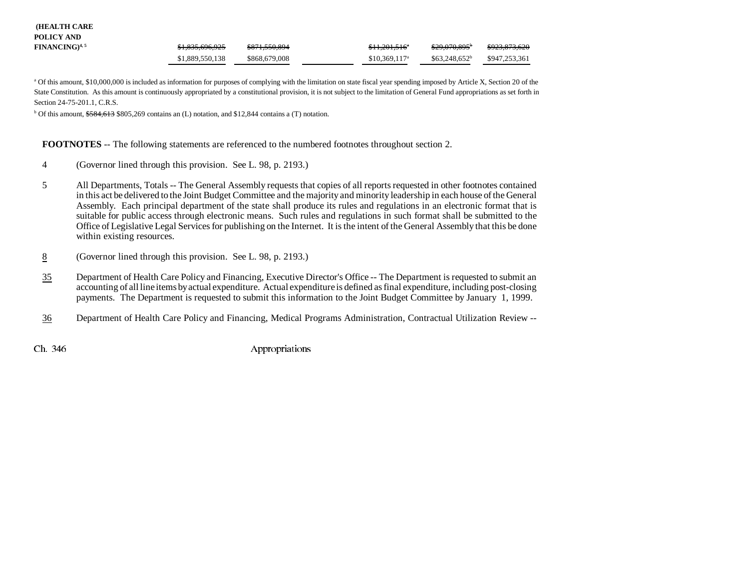| | | | | | |
|---|---|---|---|---|---|
| **(HEALTH CARE POLICY AND FINANCING)**[4, 5] | ~~$1,835,696,925~~ | ~~$871,550,894~~ | | ~~$11,201,516~~[a] | ~~$29,070,895~~[b] | ~~$923,873,620~~ |
| | $1,889,550,138 | $868,679,008 | | $10,369,117[a] | $63,248,652[b] | $947,253,361 |

[a] Of this amount, $10,000,000 is included as information for purposes of complying with the limitation on state fiscal year spending imposed by Article X, Section 20 of the State Constitution. As this amount is continuously appropriated by a constitutional provision, it is not subject to the limitation of General Fund appropriations as set forth in Section 24-75-201.1, C.R.S.

[b] Of this amount, ~~$584,613~~ $805,269 contains an (L) notation, and $12,844 contains a (T) notation.

**FOOTNOTES** -- The following statements are referenced to the numbered footnotes throughout section 2.

4 (Governor lined through this provision. See L. 98, p. 2193.)

5 All Departments, Totals -- The General Assembly requests that copies of all reports requested in other footnotes contained in this act be delivered to the Joint Budget Committee and the majority and minority leadership in each house of the General Assembly. Each principal department of the state shall produce its rules and regulations in an electronic format that is suitable for public access through electronic means. Such rules and regulations in such format shall be submitted to the Office of Legislative Legal Services for publishing on the Internet. It is the intent of the General Assembly that this be done within existing resources.

8 (Governor lined through this provision. See L. 98, p. 2193.)

35 Department of Health Care Policy and Financing, Executive Director's Office -- The Department is requested to submit an accounting of all line items by actual expenditure. Actual expenditure is defined as final expenditure, including post-closing payments. The Department is requested to submit this information to the Joint Budget Committee by January 1, 1999.

36 Department of Health Care Policy and Financing, Medical Programs Administration, Contractual Utilization Review --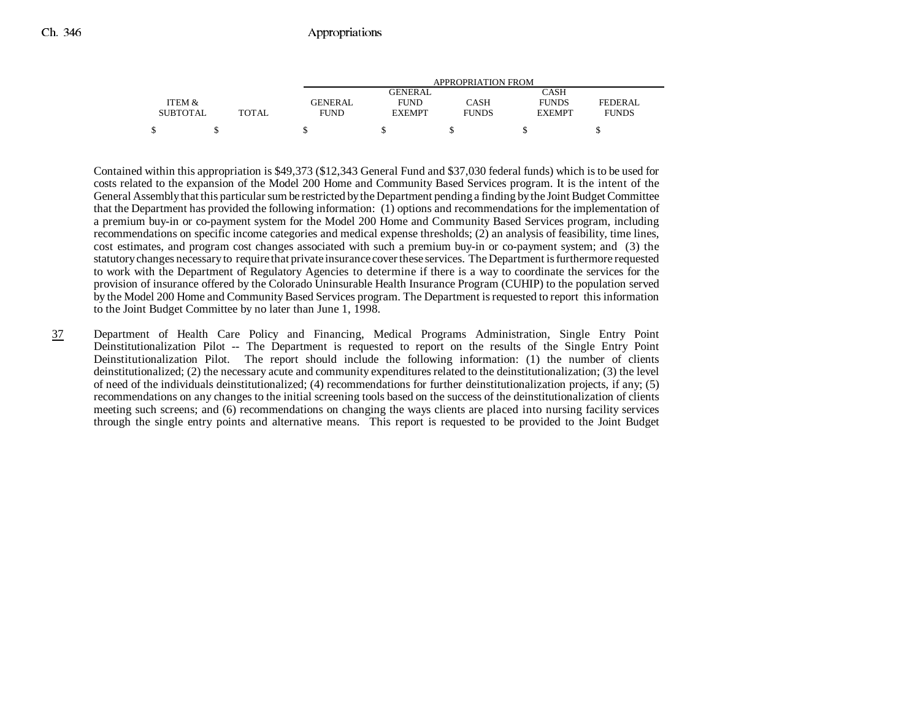| ITEM & SUBTOTAL | TOTAL | APPROPRIATION FROM GENERAL FUND | GENERAL FUND EXEMPT | CASH FUNDS | CASH FUNDS EXEMPT | FEDERAL FUNDS |
|---|---|---|---|---|---|---|
| $ | $ | $ | $ | $ | $ | $ |

Contained within this appropriation is $49,373 ($12,343 General Fund and $37,030 federal funds) which is to be used for costs related to the expansion of the Model 200 Home and Community Based Services program. It is the intent of the General Assembly that this particular sum be restricted by the Department pending a finding by the Joint Budget Committee that the Department has provided the following information: (1) options and recommendations for the implementation of a premium buy-in or co-payment system for the Model 200 Home and Community Based Services program, including recommendations on specific income categories and medical expense thresholds; (2) an analysis of feasibility, time lines, cost estimates, and program cost changes associated with such a premium buy-in or co-payment system; and (3) the statutory changes necessary to require that private insurance cover these services. The Department is furthermore requested to work with the Department of Regulatory Agencies to determine if there is a way to coordinate the services for the provision of insurance offered by the Colorado Uninsurable Health Insurance Program (CUHIP) to the population served by the Model 200 Home and Community Based Services program. The Department is requested to report this information to the Joint Budget Committee by no later than June 1, 1998.

37 Department of Health Care Policy and Financing, Medical Programs Administration, Single Entry Point Deinstitutionalization Pilot -- The Department is requested to report on the results of the Single Entry Point Deinstitutionalization Pilot. The report should include the following information: (1) the number of clients deinstitutionalized; (2) the necessary acute and community expenditures related to the deinstitutionalization; (3) the level of need of the individuals deinstitutionalized; (4) recommendations for further deinstitutionalization projects, if any; (5) recommendations on any changes to the initial screening tools based on the success of the deinstitutionalization of clients meeting such screens; and (6) recommendations on changing the ways clients are placed into nursing facility services through the single entry points and alternative means. This report is requested to be provided to the Joint Budget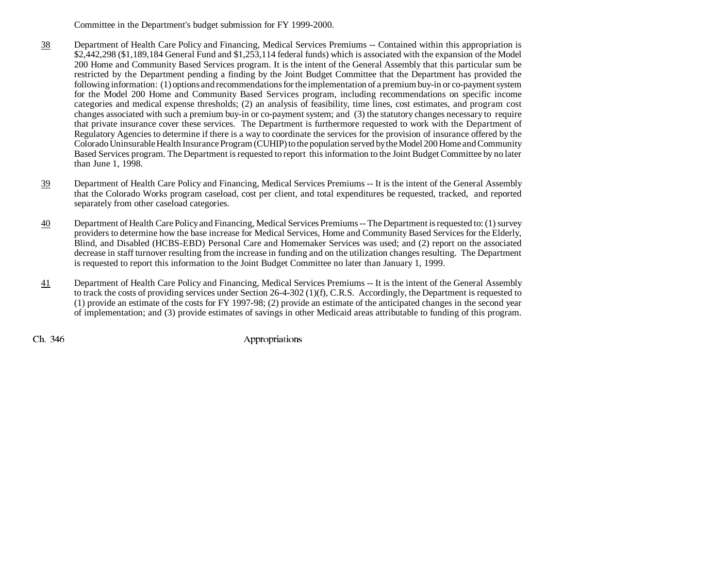Committee in the Department's budget submission for FY 1999-2000.

38 Department of Health Care Policy and Financing, Medical Services Premiums -- Contained within this appropriation is $2,442,298 ($1,189,184 General Fund and $1,253,114 federal funds) which is associated with the expansion of the Model 200 Home and Community Based Services program. It is the intent of the General Assembly that this particular sum be restricted by the Department pending a finding by the Joint Budget Committee that the Department has provided the following information: (1) options and recommendations for the implementation of a premium buy-in or co-payment system for the Model 200 Home and Community Based Services program, including recommendations on specific income categories and medical expense thresholds; (2) an analysis of feasibility, time lines, cost estimates, and program cost changes associated with such a premium buy-in or co-payment system; and (3) the statutory changes necessary to require that private insurance cover these services. The Department is furthermore requested to work with the Department of Regulatory Agencies to determine if there is a way to coordinate the services for the provision of insurance offered by the Colorado Uninsurable Health Insurance Program (CUHIP) to the population served by the Model 200 Home and Community Based Services program. The Department is requested to report this information to the Joint Budget Committee by no later than June 1, 1998.

39 Department of Health Care Policy and Financing, Medical Services Premiums -- It is the intent of the General Assembly that the Colorado Works program caseload, cost per client, and total expenditures be requested, tracked, and reported separately from other caseload categories.

40 Department of Health Care Policy and Financing, Medical Services Premiums -- The Department is requested to: (1) survey providers to determine how the base increase for Medical Services, Home and Community Based Services for the Elderly, Blind, and Disabled (HCBS-EBD) Personal Care and Homemaker Services was used; and (2) report on the associated decrease in staff turnover resulting from the increase in funding and on the utilization changes resulting. The Department is requested to report this information to the Joint Budget Committee no later than January 1, 1999.

41 Department of Health Care Policy and Financing, Medical Services Premiums -- It is the intent of the General Assembly to track the costs of providing services under Section 26-4-302 (1)(f), C.R.S. Accordingly, the Department is requested to (1) provide an estimate of the costs for FY 1997-98; (2) provide an estimate of the anticipated changes in the second year of implementation; and (3) provide estimates of savings in other Medicaid areas attributable to funding of this program.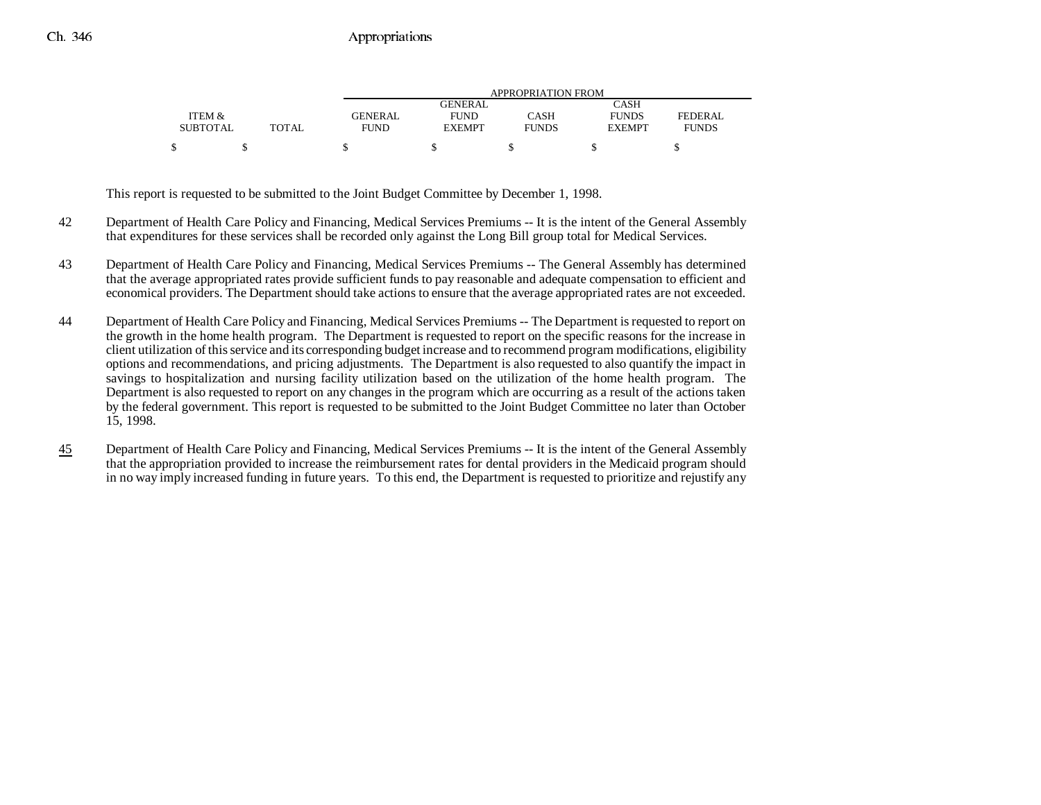| ITEM & SUBTOTAL | TOTAL | GENERAL FUND | GENERAL FUND EXEMPT | CASH FUNDS | CASH FUNDS EXEMPT | FEDERAL FUNDS |
|---|---|---|---|---|---|---|
| $ | $ | $ | $ | $ | $ | $ |

This report is requested to be submitted to the Joint Budget Committee by December 1, 1998.

42 Department of Health Care Policy and Financing, Medical Services Premiums -- It is the intent of the General Assembly that expenditures for these services shall be recorded only against the Long Bill group total for Medical Services.

43 Department of Health Care Policy and Financing, Medical Services Premiums -- The General Assembly has determined that the average appropriated rates provide sufficient funds to pay reasonable and adequate compensation to efficient and economical providers. The Department should take actions to ensure that the average appropriated rates are not exceeded.

44 Department of Health Care Policy and Financing, Medical Services Premiums -- The Department is requested to report on the growth in the home health program. The Department is requested to report on the specific reasons for the increase in client utilization of this service and its corresponding budget increase and to recommend program modifications, eligibility options and recommendations, and pricing adjustments. The Department is also requested to also quantify the impact in savings to hospitalization and nursing facility utilization based on the utilization of the home health program. The Department is also requested to report on any changes in the program which are occurring as a result of the actions taken by the federal government. This report is requested to be submitted to the Joint Budget Committee no later than October 15, 1998.

45 Department of Health Care Policy and Financing, Medical Services Premiums -- It is the intent of the General Assembly that the appropriation provided to increase the reimbursement rates for dental providers in the Medicaid program should in no way imply increased funding in future years. To this end, the Department is requested to prioritize and rejustify any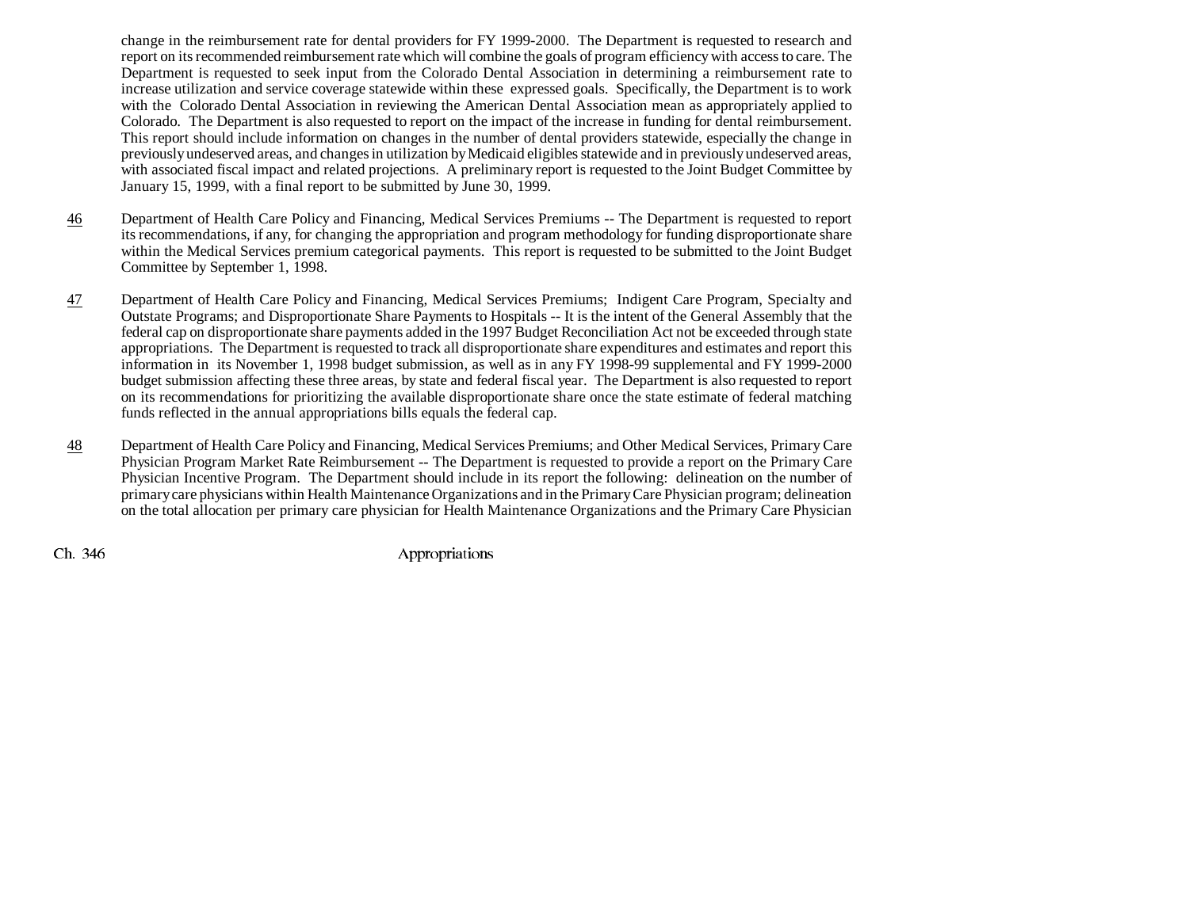change in the reimbursement rate for dental providers for FY 1999-2000. The Department is requested to research and report on its recommended reimbursement rate which will combine the goals of program efficiency with access to care. The Department is requested to seek input from the Colorado Dental Association in determining a reimbursement rate to increase utilization and service coverage statewide within these expressed goals. Specifically, the Department is to work with the Colorado Dental Association in reviewing the American Dental Association mean as appropriately applied to Colorado. The Department is also requested to report on the impact of the increase in funding for dental reimbursement. This report should include information on changes in the number of dental providers statewide, especially the change in previously undeserved areas, and changes in utilization by Medicaid eligibles statewide and in previously undeserved areas, with associated fiscal impact and related projections. A preliminary report is requested to the Joint Budget Committee by January 15, 1999, with a final report to be submitted by June 30, 1999.

46 Department of Health Care Policy and Financing, Medical Services Premiums -- The Department is requested to report its recommendations, if any, for changing the appropriation and program methodology for funding disproportionate share within the Medical Services premium categorical payments. This report is requested to be submitted to the Joint Budget Committee by September 1, 1998.

47 Department of Health Care Policy and Financing, Medical Services Premiums; Indigent Care Program, Specialty and Outstate Programs; and Disproportionate Share Payments to Hospitals -- It is the intent of the General Assembly that the federal cap on disproportionate share payments added in the 1997 Budget Reconciliation Act not be exceeded through state appropriations. The Department is requested to track all disproportionate share expenditures and estimates and report this information in its November 1, 1998 budget submission, as well as in any FY 1998-99 supplemental and FY 1999-2000 budget submission affecting these three areas, by state and federal fiscal year. The Department is also requested to report on its recommendations for prioritizing the available disproportionate share once the state estimate of federal matching funds reflected in the annual appropriations bills equals the federal cap.

48 Department of Health Care Policy and Financing, Medical Services Premiums; and Other Medical Services, Primary Care Physician Program Market Rate Reimbursement -- The Department is requested to provide a report on the Primary Care Physician Incentive Program. The Department should include in its report the following: delineation on the number of primary care physicians within Health Maintenance Organizations and in the Primary Care Physician program; delineation on the total allocation per primary care physician for Health Maintenance Organizations and the Primary Care Physician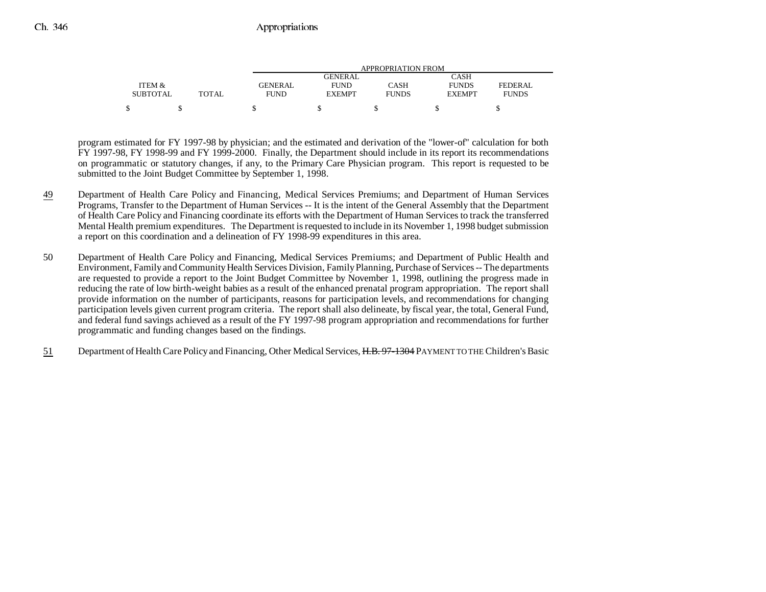| ITEM & SUBTOTAL | TOTAL | GENERAL FUND | GENERAL FUND EXEMPT | CASH FUNDS | CASH FUNDS EXEMPT | FEDERAL FUNDS |
|---|---|---|---|---|---|---|
| $ | $ | $ | $ | $ | $ | $ |

program estimated for FY 1997-98 by physician; and the estimated and derivation of the "lower-of" calculation for both FY 1997-98, FY 1998-99 and FY 1999-2000. Finally, the Department should include in its report its recommendations on programmatic or statutory changes, if any, to the Primary Care Physician program. This report is requested to be submitted to the Joint Budget Committee by September 1, 1998.

49 Department of Health Care Policy and Financing, Medical Services Premiums; and Department of Human Services Programs, Transfer to the Department of Human Services -- It is the intent of the General Assembly that the Department of Health Care Policy and Financing coordinate its efforts with the Department of Human Services to track the transferred Mental Health premium expenditures. The Department is requested to include in its November 1, 1998 budget submission a report on this coordination and a delineation of FY 1998-99 expenditures in this area.

50 Department of Health Care Policy and Financing, Medical Services Premiums; and Department of Public Health and Environment, Family and Community Health Services Division, Family Planning, Purchase of Services -- The departments are requested to provide a report to the Joint Budget Committee by November 1, 1998, outlining the progress made in reducing the rate of low birth-weight babies as a result of the enhanced prenatal program appropriation. The report shall provide information on the number of participants, reasons for participation levels, and recommendations for changing participation levels given current program criteria. The report shall also delineate, by fiscal year, the total, General Fund, and federal fund savings achieved as a result of the FY 1997-98 program appropriation and recommendations for further programmatic and funding changes based on the findings.

51 Department of Health Care Policy and Financing, Other Medical Services, ~~H.B. 97-1304~~ PAYMENT TO THE Children's Basic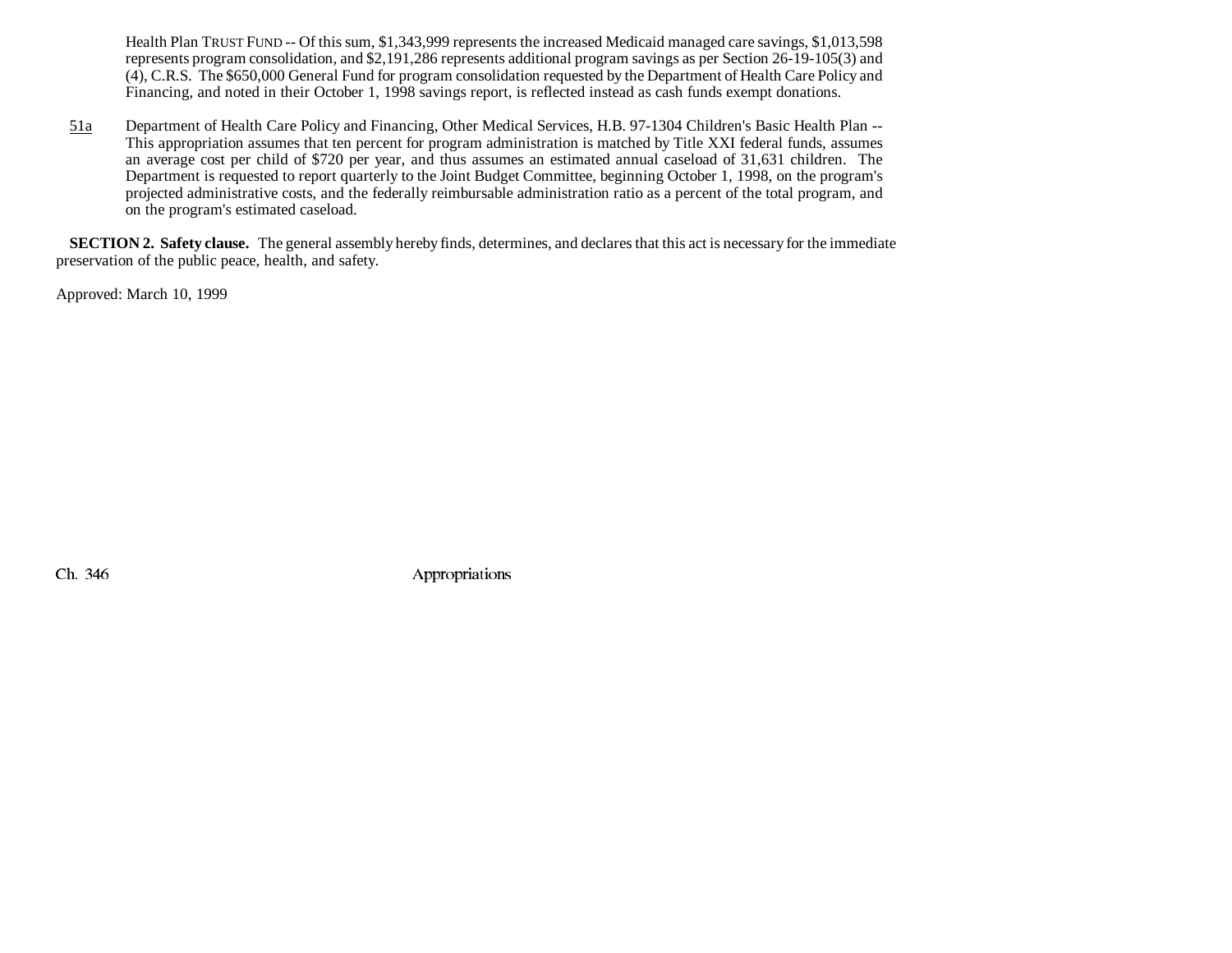Health Plan TRUST FUND -- Of this sum, \$1,343,999 represents the increased Medicaid managed care savings, \$1,013,598 represents program consolidation, and \$2,191,286 represents additional program savings as per Section 26-19-105(3) and (4), C.R.S. The \$650,000 General Fund for program consolidation requested by the Department of Health Care Policy and Financing, and noted in their October 1, 1998 savings report, is reflected instead as cash funds exempt donations.

51a Department of Health Care Policy and Financing, Other Medical Services, H.B. 97-1304 Children's Basic Health Plan -- This appropriation assumes that ten percent for program administration is matched by Title XXI federal funds, assumes an average cost per child of \$720 per year, and thus assumes an estimated annual caseload of 31,631 children. The Department is requested to report quarterly to the Joint Budget Committee, beginning October 1, 1998, on the program's projected administrative costs, and the federally reimbursable administration ratio as a percent of the total program, and on the program's estimated caseload.

**SECTION 2. Safety clause.** The general assembly hereby finds, determines, and declares that this act is necessary for the immediate preservation of the public peace, health, and safety.

Approved: March 10, 1999